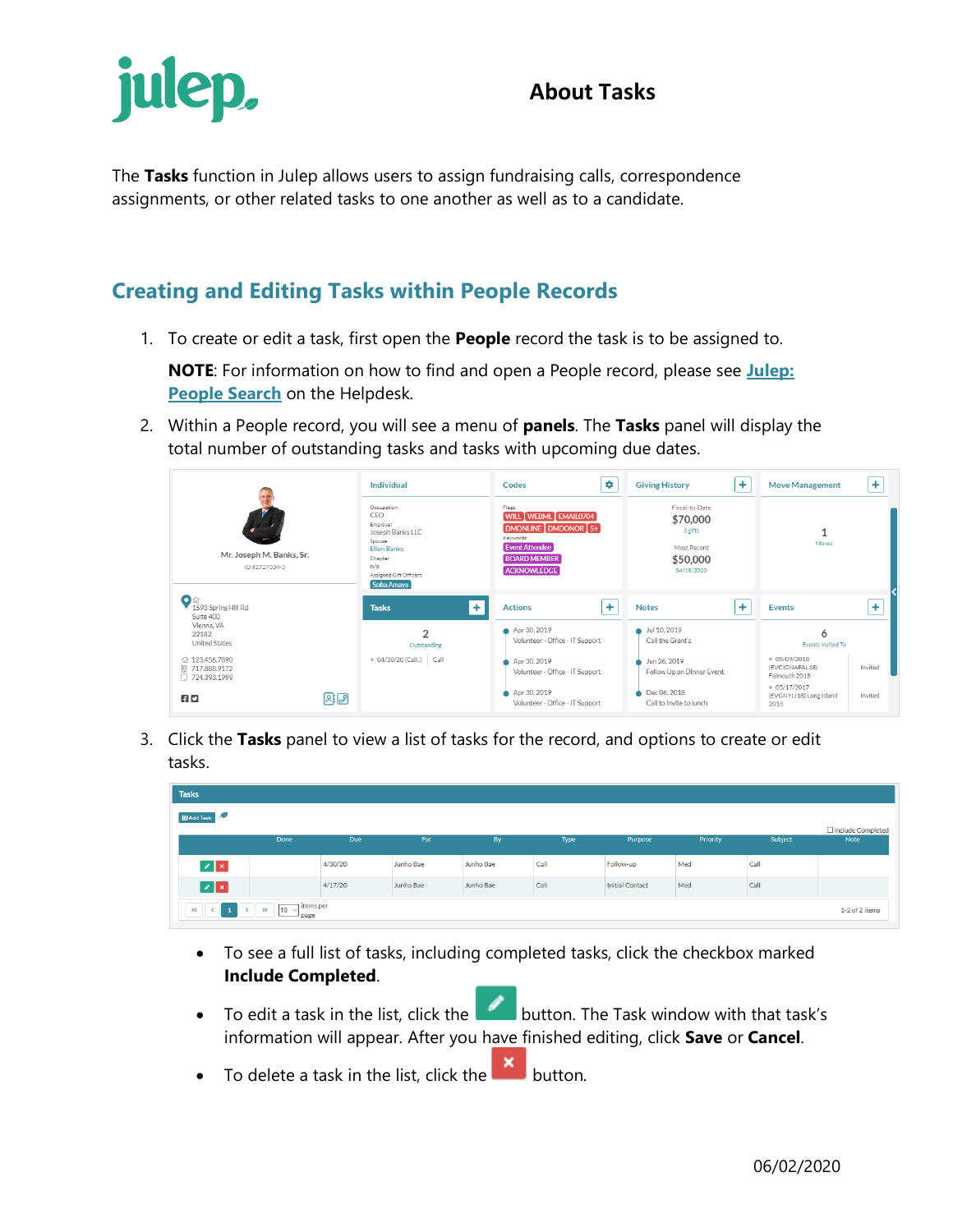# About Tasks

The **Tasks** function in Julep allows users to assign fundraising calls, correspondence assignments, or other related tasks to one another as well as to a candidate.

## Creating and Editing Tasks within People Records

1. To create or edit a task, first open the **People** record the task is to be assigned to.

   **NOTE**: For information on how to find and open a People record, please see **Julep: People Search** on the Helpdesk.

2. Within a People record, you will see a menu of **panels**. The **Tasks** panel will display the total number of outstanding tasks and tasks with upcoming due dates.

3. Click the **Tasks** panel to view a list of tasks for the record, and options to create or edit tasks.

   - To see a full list of tasks, including completed tasks, click the checkbox marked **Include Completed**.
   - To edit a task in the list, click the button. The Task window with that task's information will appear. After you have finished editing, click **Save** or **Cancel**.
   - To delete a task in the list, click the button.

06/02/2020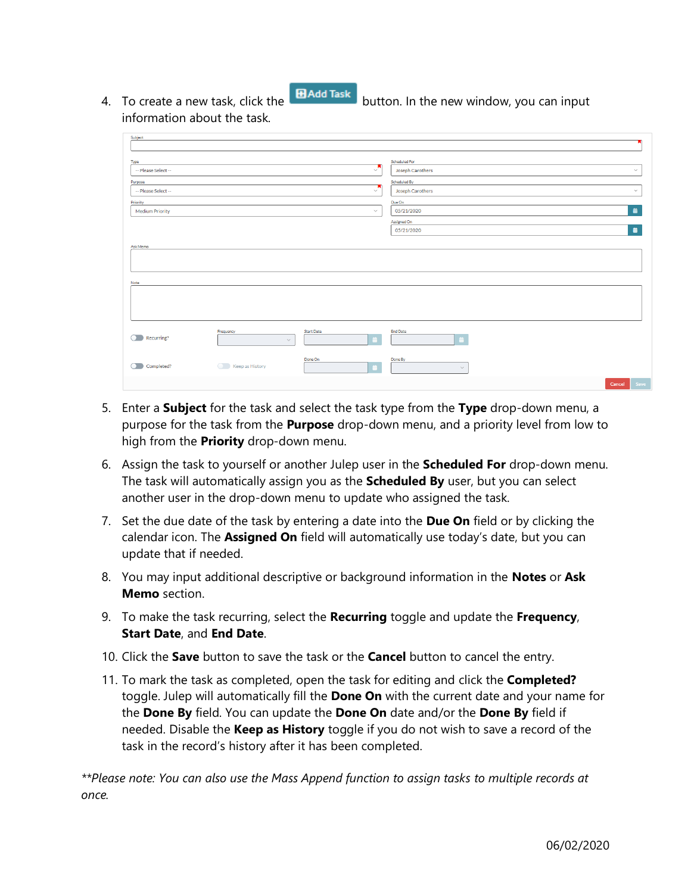4. To create a new task, click the **Add Task** button. In the new window, you can input information about the task.

5. Enter a **Subject** for the task and select the task type from the **Type** drop-down menu, a purpose for the task from the **Purpose** drop-down menu, and a priority level from low to high from the **Priority** drop-down menu.

6. Assign the task to yourself or another Julep user in the **Scheduled For** drop-down menu. The task will automatically assign you as the **Scheduled By** user, but you can select another user in the drop-down menu to update who assigned the task.

7. Set the due date of the task by entering a date into the **Due On** field or by clicking the calendar icon. The **Assigned On** field will automatically use today's date, but you can update that if needed.

8. You may input additional descriptive or background information in the **Notes** or **Ask Memo** section.

9. To make the task recurring, select the **Recurring** toggle and update the **Frequency**, **Start Date**, and **End Date**.

10. Click the **Save** button to save the task or the **Cancel** button to cancel the entry.

11. To mark the task as completed, open the task for editing and click the **Completed?** toggle. Julep will automatically fill the **Done On** with the current date and your name for the **Done By** field. You can update the **Done On** date and/or the **Done By** field if needed. Disable the **Keep as History** toggle if you do not wish to save a record of the task in the record's history after it has been completed.

*\*\*Please note: You can also use the Mass Append function to assign tasks to multiple records at once.*

06/02/2020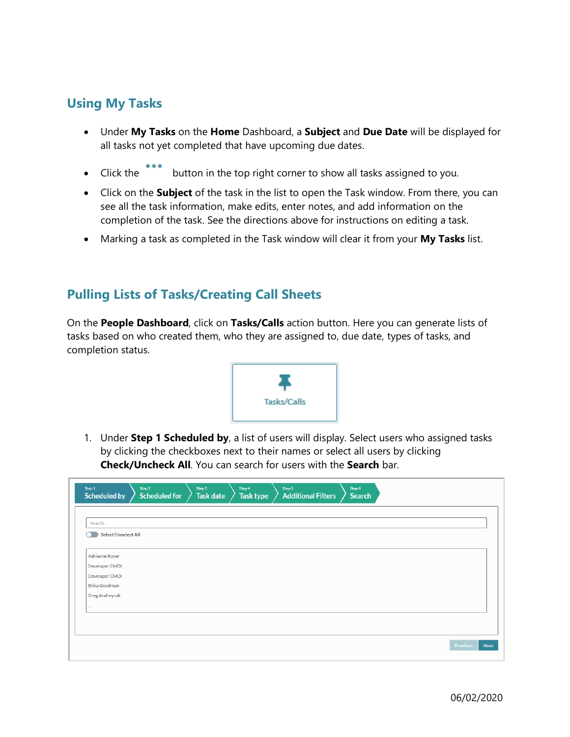## Using My Tasks

- Under **My Tasks** on the **Home** Dashboard, a **Subject** and **Due Date** will be displayed for all tasks not yet completed that have upcoming due dates.
- Click the ••• button in the top right corner to show all tasks assigned to you.
- Click on the **Subject** of the task in the list to open the Task window. From there, you can see all the task information, make edits, enter notes, and add information on the completion of the task. See the directions above for instructions on editing a task.
- Marking a task as completed in the Task window will clear it from your **My Tasks** list.

## Pulling Lists of Tasks/Creating Call Sheets

On the **People Dashboard**, click on **Tasks/Calls** action button. Here you can generate lists of tasks based on who created them, who they are assigned to, due date, types of tasks, and completion status.

1. Under **Step 1 Scheduled by**, a list of users will display. Select users who assigned tasks by clicking the checkboxes next to their names or select all users by clicking **Check/Uncheck All**. You can search for users with the **Search** bar.

06/02/2020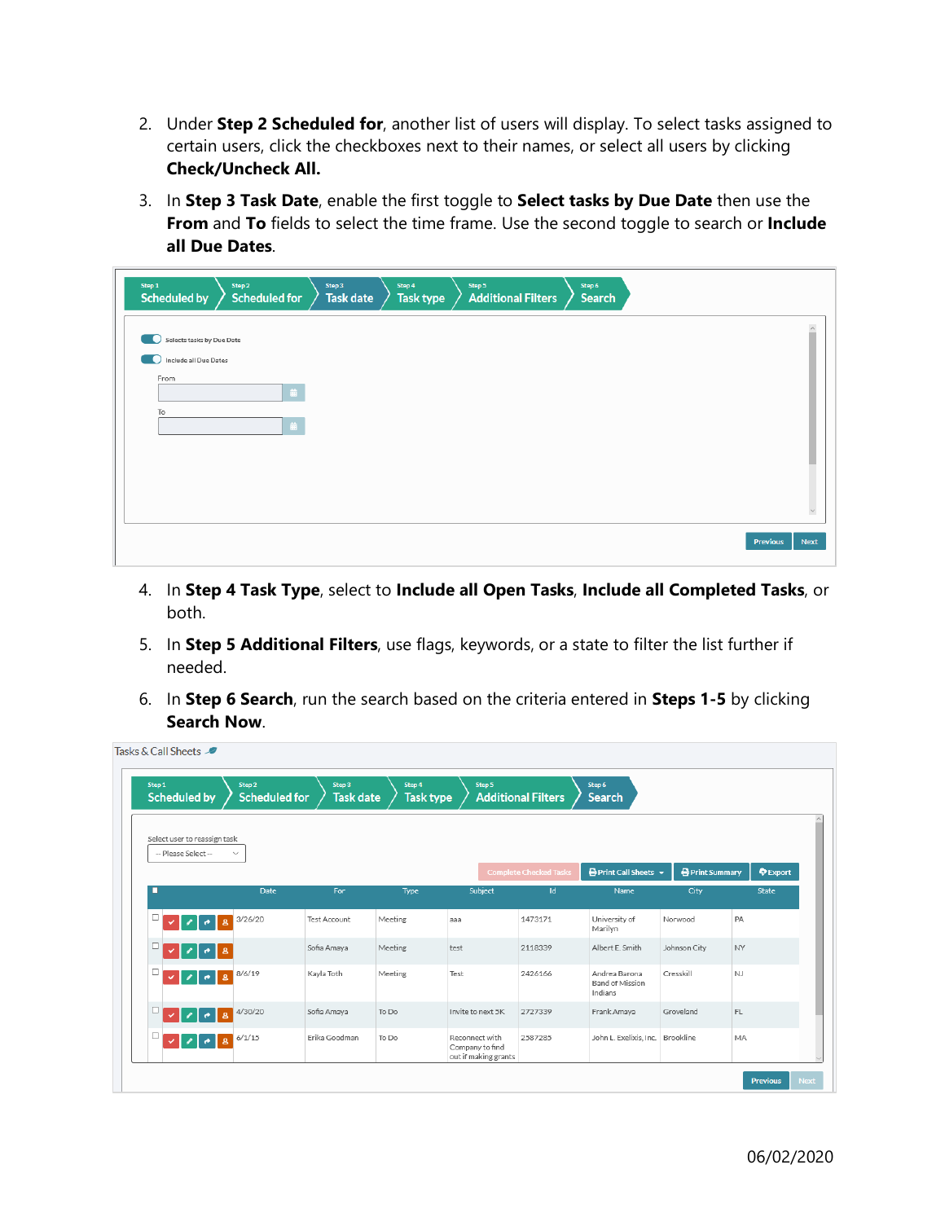2. Under **Step 2 Scheduled for**, another list of users will display. To select tasks assigned to certain users, click the checkboxes next to their names, or select all users by clicking **Check/Uncheck All.**

3. In **Step 3 Task Date**, enable the first toggle to **Select tasks by Due Date** then use the **From** and **To** fields to select the time frame. Use the second toggle to search or **Include all Due Dates**.

4. In **Step 4 Task Type**, select to **Include all Open Tasks**, **Include all Completed Tasks**, or both.

5. In **Step 5 Additional Filters**, use flags, keywords, or a state to filter the list further if needed.

6. In **Step 6 Search**, run the search based on the criteria entered in **Steps 1-5** by clicking **Search Now**.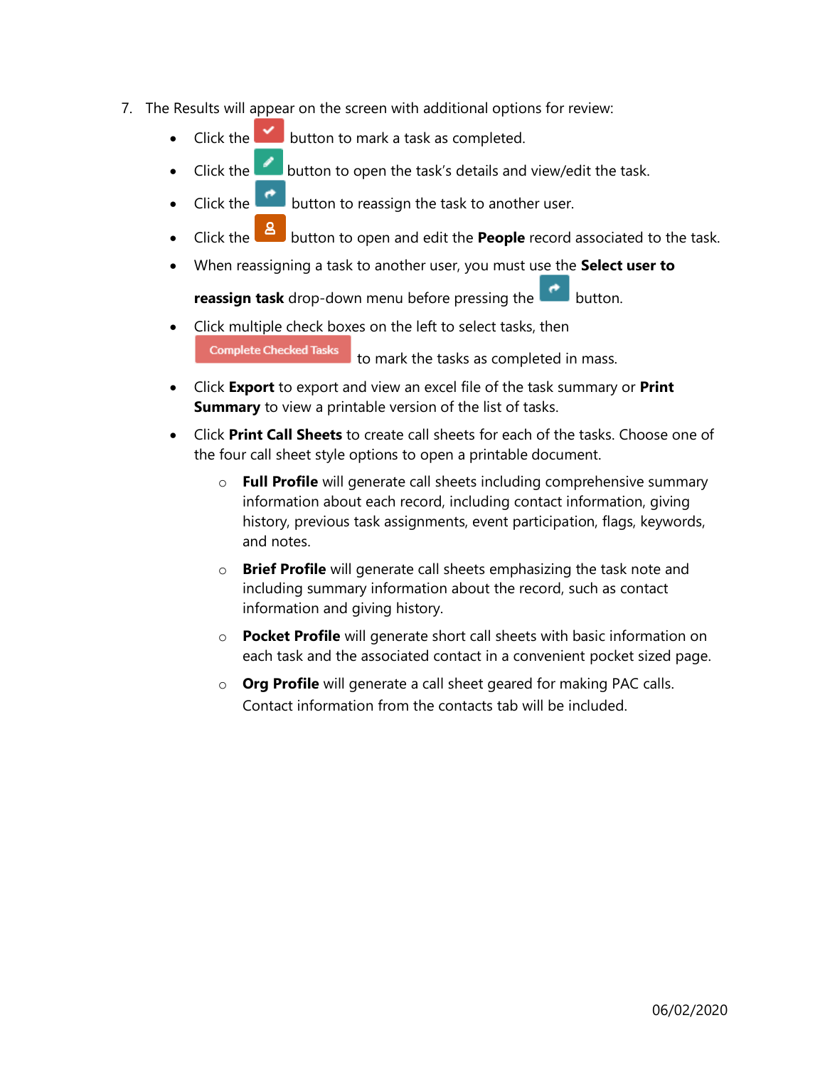7. The Results will appear on the screen with additional options for review:
    - Click the button to mark a task as completed.
    - Click the button to open the task's details and view/edit the task.
    - Click the button to reassign the task to another user.
    - Click the button to open and edit the **People** record associated to the task.
    - When reassigning a task to another user, you must use the **Select user to reassign task** drop-down menu before pressing the button.
    - Click multiple check boxes on the left to select tasks, then Complete Checked Tasks to mark the tasks as completed in mass.
    - Click **Export** to export and view an excel file of the task summary or **Print Summary** to view a printable version of the list of tasks.
    - Click **Print Call Sheets** to create call sheets for each of the tasks. Choose one of the four call sheet style options to open a printable document.
        - **Full Profile** will generate call sheets including comprehensive summary information about each record, including contact information, giving history, previous task assignments, event participation, flags, keywords, and notes.
        - **Brief Profile** will generate call sheets emphasizing the task note and including summary information about the record, such as contact information and giving history.
        - **Pocket Profile** will generate short call sheets with basic information on each task and the associated contact in a convenient pocket sized page.
        - **Org Profile** will generate a call sheet geared for making PAC calls. Contact information from the contacts tab will be included.

06/02/2020